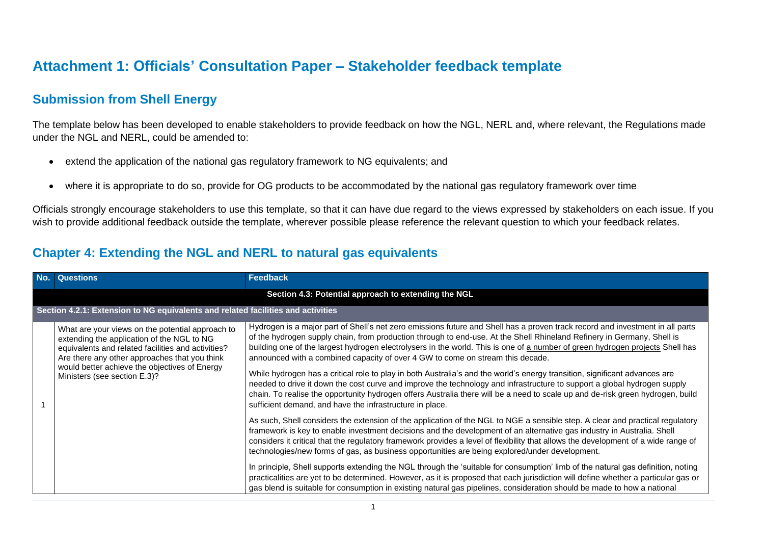# Attachment 1: Officials' Consultation Paper – Stakeholder feedback template

## Submission from Shell Energy

The template below has been developed to enable stakeholders to provide feedback on how the NGL, NERL and, where relevant, the Regulations made under the NGL and NERL, could be amended to:

- extend the application of the national gas regulatory framework to NG equivalents; and
- where it is appropriate to do so, provide for OG products to be accommodated by the national gas regulatory framework over time

Officials strongly encourage stakeholders to use this template, so that it can have due regard to the views expressed by stakeholders on each issue. If you wish to provide additional feedback outside the template, wherever possible please reference the relevant question to which your feedback relates.

## Chapter 4: Extending the NGL and NERL to natural gas equivalents

| No. | Questions | Feedback |
|---|---|---|
| | | **Section 4.3: Potential approach to extending the NGL** |
| **Section 4.2.1: Extension to NG equivalents and related facilities and activities** | | |
| 1 | What are your views on the potential approach to extending the application of the NGL to NG equivalents and related facilities and activities? Are there any other approaches that you think would better achieve the objectives of Energy Ministers (see section E.3)? | Hydrogen is a major part of Shell's net zero emissions future and Shell has a proven track record and investment in all parts of the hydrogen supply chain, from production through to end-use. At the Shell Rhineland Refinery in Germany, Shell is building one of the largest hydrogen electrolysers in the world. This is one of a number of green hydrogen projects Shell has announced with a combined capacity of over 4 GW to come on stream this decade.<br><br>While hydrogen has a critical role to play in both Australia's and the world's energy transition, significant advances are needed to drive it down the cost curve and improve the technology and infrastructure to support a global hydrogen supply chain. To realise the opportunity hydrogen offers Australia there will be a need to scale up and de-risk green hydrogen, build sufficient demand, and have the infrastructure in place.<br><br>As such, Shell considers the extension of the application of the NGL to NGE a sensible step. A clear and practical regulatory framework is key to enable investment decisions and the development of an alternative gas industry in Australia. Shell considers it critical that the regulatory framework provides a level of flexibility that allows the development of a wide range of technologies/new forms of gas, as business opportunities are being explored/under development.<br><br>In principle, Shell supports extending the NGL through the 'suitable for consumption' limb of the natural gas definition, noting practicalities are yet to be determined. However, as it is proposed that each jurisdiction will define whether a particular gas or gas blend is suitable for consumption in existing natural gas pipelines, consideration should be made to how a national |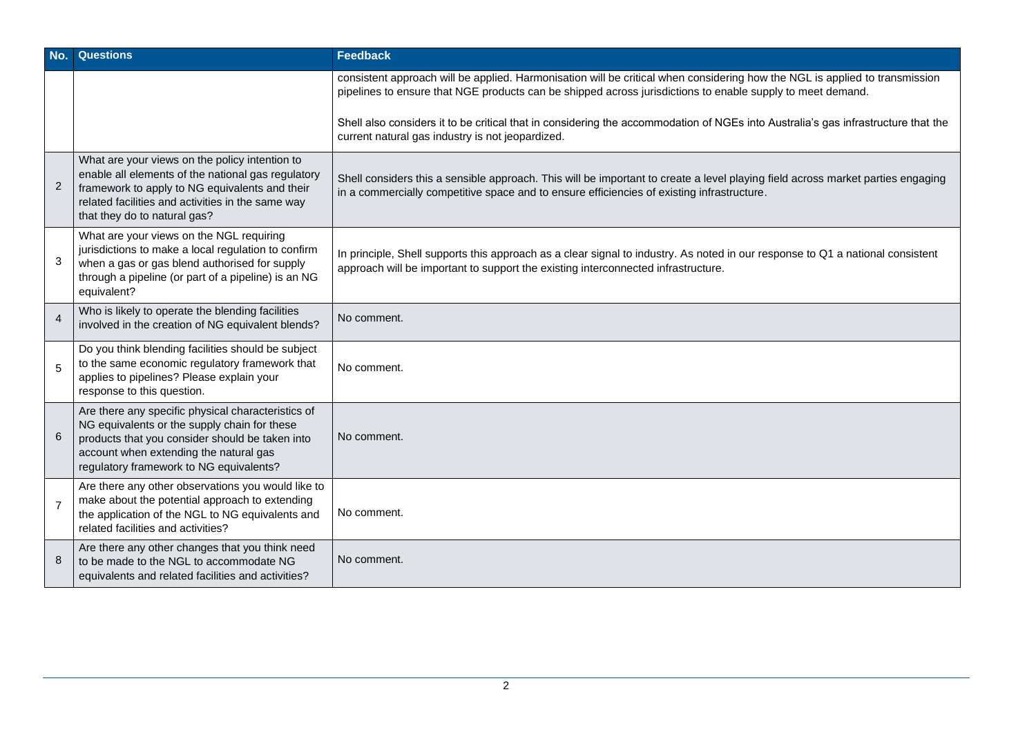| No. | Questions | Feedback |
|---|---|---|
| | | consistent approach will be applied. Harmonisation will be critical when considering how the NGL is applied to transmission pipelines to ensure that NGE products can be shipped across jurisdictions to enable supply to meet demand.<br><br>Shell also considers it to be critical that in considering the accommodation of NGEs into Australia's gas infrastructure that the current natural gas industry is not jeopardized. |
| 2 | What are your views on the policy intention to enable all elements of the national gas regulatory framework to apply to NG equivalents and their related facilities and activities in the same way that they do to natural gas? | Shell considers this a sensible approach. This will be important to create a level playing field across market parties engaging in a commercially competitive space and to ensure efficiencies of existing infrastructure. |
| 3 | What are your views on the NGL requiring jurisdictions to make a local regulation to confirm when a gas or gas blend authorised for supply through a pipeline (or part of a pipeline) is an NG equivalent? | In principle, Shell supports this approach as a clear signal to industry. As noted in our response to Q1 a national consistent approach will be important to support the existing interconnected infrastructure. |
| 4 | Who is likely to operate the blending facilities involved in the creation of NG equivalent blends? | No comment. |
| 5 | Do you think blending facilities should be subject to the same economic regulatory framework that applies to pipelines? Please explain your response to this question. | No comment. |
| 6 | Are there any specific physical characteristics of NG equivalents or the supply chain for these products that you consider should be taken into account when extending the natural gas regulatory framework to NG equivalents? | No comment. |
| 7 | Are there any other observations you would like to make about the potential approach to extending the application of the NGL to NG equivalents and related facilities and activities? | No comment. |
| 8 | Are there any other changes that you think need to be made to the NGL to accommodate NG equivalents and related facilities and activities? | No comment. |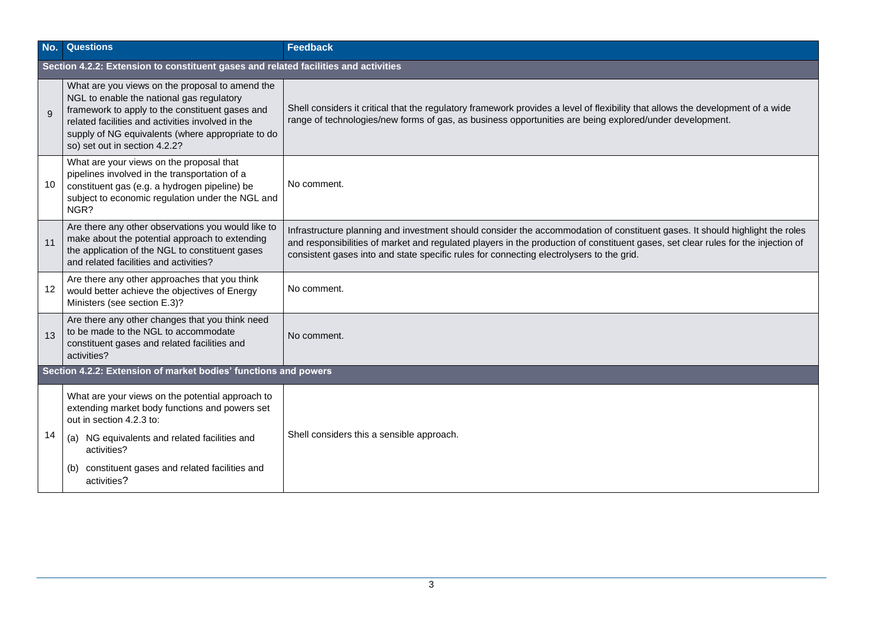| No. | Questions | Feedback |
|---|---|---|
| **Section 4.2.2: Extension to constituent gases and related facilities and activities** | | |
| 9 | What are you views on the proposal to amend the NGL to enable the national gas regulatory framework to apply to the constituent gases and related facilities and activities involved in the supply of NG equivalents (where appropriate to do so) set out in section 4.2.2? | Shell considers it critical that the regulatory framework provides a level of flexibility that allows the development of a wide range of technologies/new forms of gas, as business opportunities are being explored/under development. |
| 10 | What are your views on the proposal that pipelines involved in the transportation of a constituent gas (e.g. a hydrogen pipeline) be subject to economic regulation under the NGL and NGR? | No comment. |
| 11 | Are there any other observations you would like to make about the potential approach to extending the application of the NGL to constituent gases and related facilities and activities? | Infrastructure planning and investment should consider the accommodation of constituent gases. It should highlight the roles and responsibilities of market and regulated players in the production of constituent gases, set clear rules for the injection of consistent gases into and state specific rules for connecting electrolysers to the grid. |
| 12 | Are there any other approaches that you think would better achieve the objectives of Energy Ministers (see section E.3)? | No comment. |
| 13 | Are there any other changes that you think need to be made to the NGL to accommodate constituent gases and related facilities and activities? | No comment. |
| **Section 4.2.2: Extension of market bodies' functions and powers** | | |
| 14 | What are your views on the potential approach to extending market body functions and powers set out in section 4.2.3 to:<br>(a) NG equivalents and related facilities and activities?<br>(b) constituent gases and related facilities and activities? | Shell considers this a sensible approach. |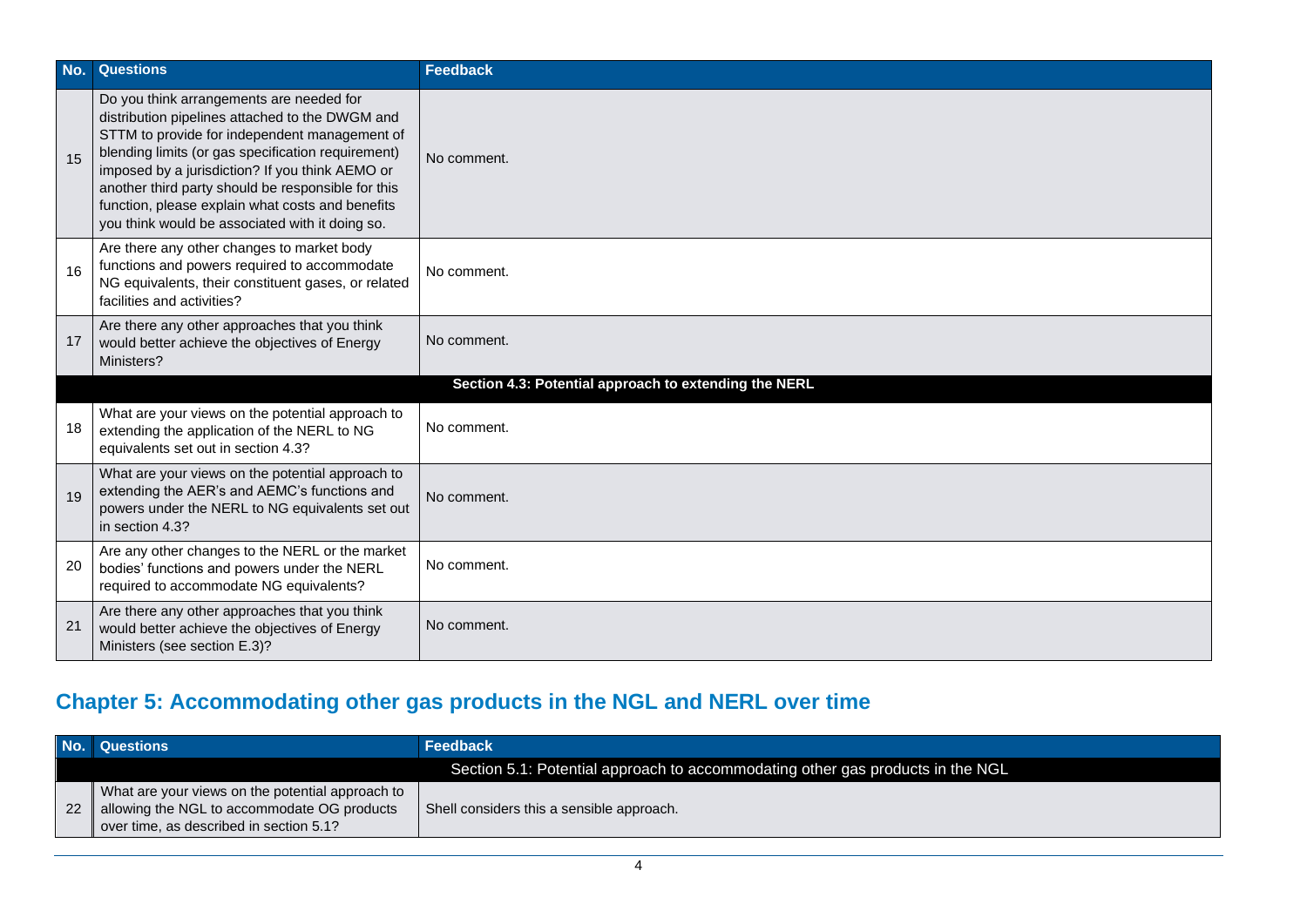| No. | Questions | Feedback |
| --- | --- | --- |
| 15 | Do you think arrangements are needed for distribution pipelines attached to the DWGM and STTM to provide for independent management of blending limits (or gas specification requirement) imposed by a jurisdiction? If you think AEMO or another third party should be responsible for this function, please explain what costs and benefits you think would be associated with it doing so. | No comment. |
| 16 | Are there any other changes to market body functions and powers required to accommodate NG equivalents, their constituent gases, or related facilities and activities? | No comment. |
| 17 | Are there any other approaches that you think would better achieve the objectives of Energy Ministers? | No comment. |
| | **Section 4.3: Potential approach to extending the NERL** | |
| 18 | What are your views on the potential approach to extending the application of the NERL to NG equivalents set out in section 4.3? | No comment. |
| 19 | What are your views on the potential approach to extending the AER's and AEMC's functions and powers under the NERL to NG equivalents set out in section 4.3? | No comment. |
| 20 | Are any other changes to the NERL or the market bodies' functions and powers under the NERL required to accommodate NG equivalents? | No comment. |
| 21 | Are there any other approaches that you think would better achieve the objectives of Energy Ministers (see section E.3)? | No comment. |

## Chapter 5: Accommodating other gas products in the NGL and NERL over time

| No. | Questions | Feedback |
| --- | --- | --- |
| | Section 5.1: Potential approach to accommodating other gas products in the NGL | |
| 22 | What are your views on the potential approach to allowing the NGL to accommodate OG products over time, as described in section 5.1? | Shell considers this a sensible approach. |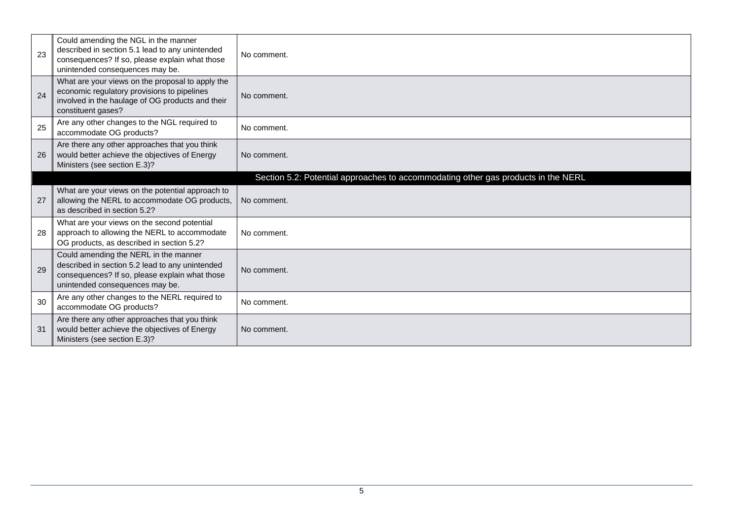| | | |
|---|---|---|
| 23 | Could amending the NGL in the manner described in section 5.1 lead to any unintended consequences? If so, please explain what those unintended consequences may be. | No comment. |
| 24 | What are your views on the proposal to apply the economic regulatory provisions to pipelines involved in the haulage of OG products and their constituent gases? | No comment. |
| 25 | Are any other changes to the NGL required to accommodate OG products? | No comment. |
| 26 | Are there any other approaches that you think would better achieve the objectives of Energy Ministers (see section E.3)? | No comment. |
| | | **Section 5.2: Potential approaches to accommodating other gas products in the NERL** |
| 27 | What are your views on the potential approach to allowing the NERL to accommodate OG products, as described in section 5.2? | No comment. |
| 28 | What are your views on the second potential approach to allowing the NERL to accommodate OG products, as described in section 5.2? | No comment. |
| 29 | Could amending the NERL in the manner described in section 5.2 lead to any unintended consequences? If so, please explain what those unintended consequences may be. | No comment. |
| 30 | Are any other changes to the NERL required to accommodate OG products? | No comment. |
| 31 | Are there any other approaches that you think would better achieve the objectives of Energy Ministers (see section E.3)? | No comment. |